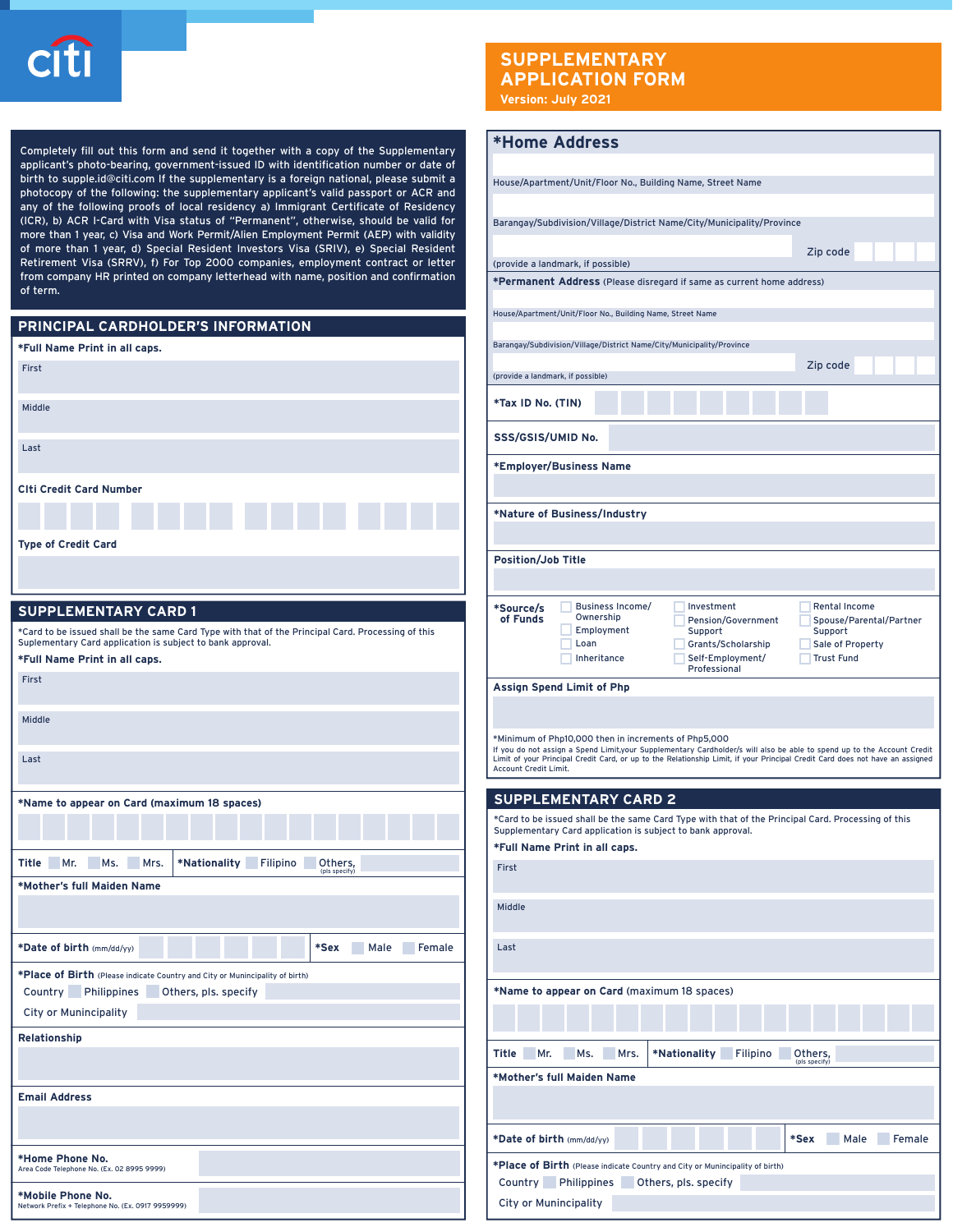# SUPPLEMENTARY APPLICATION FORM

Version: July 2021

Completely fill out this form and send it together with a copy of the Supplementary applicant's photo-bearing, government-issued ID with identification number or date of birth to supple.id@citi.com If the supplementary is a foreign national, please submit a photocopy of the following: the supplementary applicant's valid passport or ACR and any of the following proofs of local residency a) Immigrant Certificate of Residency (ICR), b) ACR I-Card with Visa status of "Permanent", otherwise, should be valid for more than 1 year, c) Visa and Work Permit/Alien Employment Permit (AEP) with validity of more than 1 year, d) Special Resident Investors Visa (SRIV), e) Special Resident Retirement Visa (SRRV), f) For Top 2000 companies, employment contract or letter from company HR printed on company letterhead with name, position and confirmation of term.

## PRINCIPAL CARDHOLDER'S INFORMATION

**\*Full Name Print in all caps.**

First

Middle

Last

**Citi Credit Card Number**

**Type of Credit Card**

## SUPPLEMENTARY CARD 1

\*Card to be issued shall be the same Card Type with that of the Principal Card. Processing of this Suplementary Card application is subject to bank approval.

**\*Full Name Print in all caps.**

First

Middle

Last

**\*Name to appear on Card (maximum 18 spaces)**

**Title** ☐ Mr. ☐ Ms. ☐ Mrs. **\*Nationality** ☐ Filipino ☐ Others, (pls specify)

**\*Mother's full Maiden Name**

**\*Date of birth** (mm/dd/yy) **\*Sex** ☐ Male ☐ Female

**\*Place of Birth** (Please indicate Country and City or Munincipality of birth)

Country ☐ Philippines ☐ Others, pls. specify

City or Munincipality

**Relationship**

**Email Address**

**\*Home Phone No.**
Area Code Telephone No. (Ex. 02 8995 9999)

**\*Mobile Phone No.**
Network Prefix + Telephone No. (Ex. 0917 9959999)

## \*Home Address

House/Apartment/Unit/Floor No., Building Name, Street Name

Barangay/Subdivision/Village/District Name/City/Municipality/Province

(provide a landmark, if possible) Zip code

**\*Permanent Address** (Please disregard if same as current home address)

House/Apartment/Unit/Floor No., Building Name, Street Name

Barangay/Subdivision/Village/District Name/City/Municipality/Province

(provide a landmark, if possible) Zip code

**\*Tax ID No. (TIN)**

**SSS/GSIS/UMID No.**

**\*Employer/Business Name**

**\*Nature of Business/Industry**

**Position/Job Title**

**\*Source/s of Funds**

- ☐ Business Income/ Ownership
- ☐ Employment
- ☐ Loan
- ☐ Inheritance
- ☐ Investment
- ☐ Pension/Government Support
- ☐ Grants/Scholarship
- ☐ Self-Employment/ Professional
- ☐ Rental Income
- ☐ Spouse/Parental/Partner Support
- ☐ Sale of Property
- ☐ Trust Fund

**Assign Spend Limit of Php**

\*Minimum of Php10,000 then in increments of Php5,000

If you do not assign a Spend Limit,your Supplementary Cardholder/s will also be able to spend up to the Account Credit Limit of your Principal Credit Card, or up to the Relationship Limit, if your Principal Credit Card does not have an assigned Account Credit Limit.

## SUPPLEMENTARY CARD 2

\*Card to be issued shall be the same Card Type with that of the Principal Card. Processing of this Supplementary Card application is subject to bank approval.

**\*Full Name Print in all caps.**

First

Middle

Last

**\*Name to appear on Card** (maximum 18 spaces)

**Title** ☐ Mr. ☐ Ms. ☐ Mrs. **\*Nationality** ☐ Filipino ☐ Others, (pls specify)

**\*Mother's full Maiden Name**

**\*Date of birth** (mm/dd/yy) **\*Sex** ☐ Male ☐ Female

**\*Place of Birth** (Please indicate Country and City or Munincipality of birth)

Country ☐ Philippines ☐ Others, pls. specify

City or Munincipality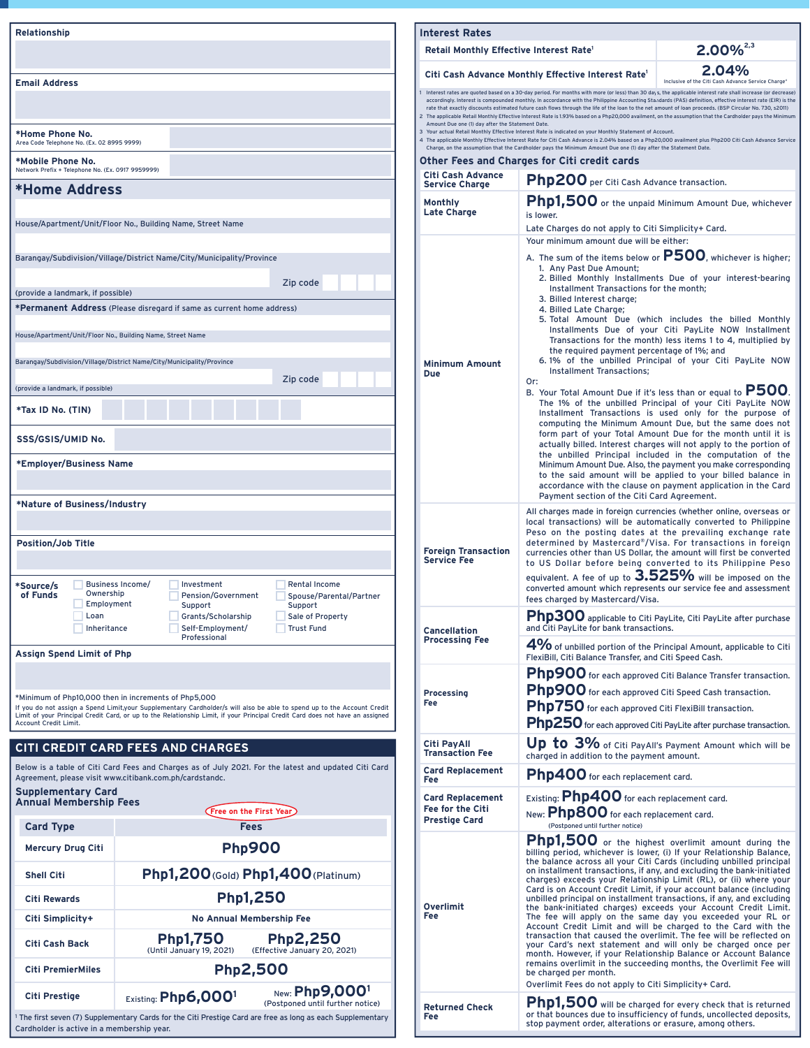**Relationship**

**Email Address**

**\*Home Phone No.**
Area Code Telephone No. (Ex. 02 8995 9999)

**\*Mobile Phone No.**
Network Prefix + Telephone No. (Ex. 0917 9959999)

## *Home Address

House/Apartment/Unit/Floor No., Building Name, Street Name

Barangay/Subdivision/Village/District Name/City/Municipality/Province

Zip code

(provide a landmark, if possible)

**\*Permanent Address** (Please disregard if same as current home address)

House/Apartment/Unit/Floor No., Building Name, Street Name

Barangay/Subdivision/Village/District Name/City/Municipality/Province

Zip code

(provide a landmark, if possible)

**\*Tax ID No. (TIN)**

**SSS/GSIS/UMID No.**

**\*Employer/Business Name**

**\*Nature of Business/Industry**

**Position/Job Title**

**\*Source/s of Funds**

- Business Income/Ownership
- Employment
- Loan
- Inheritance
- Investment
- Pension/Government Support
- Grants/Scholarship
- Self-Employment/Professional
- Rental Income
- Spouse/Parental/Partner Support
- Sale of Property
- Trust Fund

**Assign Spend Limit of Php**

\*Minimum of Php10,000 then in increments of Php5,000

If you do not assign a Spend Limit,your Supplementary Cardholder/s will also be able to spend up to the Account Credit Limit of your Principal Credit Card, or up to the Relationship Limit, if your Principal Credit Card does not have an assigned Account Credit Limit.

## CITI CREDIT CARD FEES AND CHARGES

Below is a table of Citi Card Fees and Charges as of July 2021. For the latest and updated Citi Card Agreement, please visit www.citibank.com.ph/cardstandc.

### Supplementary Card Annual Membership Fees

Free on the First Year

| Card Type | Fees | |
|---|---|---|
| Mercury Drug Citi | Php900 | |
| Shell Citi | Php1,200 (Gold) | Php1,400 (Platinum) |
| Citi Rewards | Php1,250 | |
| Citi Simplicity+ | No Annual Membership Fee | |
| Citi Cash Back | Php1,750 (Until January 19, 2021) | Php2,250 (Effective January 20, 2021) |
| Citi PremierMiles | Php2,500 | |
| Citi Prestige | Existing: Php6,000[1] | New: Php9,000[1] (Postponed until further notice) |

[1] The first seven (7) Supplementary Cards for the Citi Prestige Card are free as long as each Supplementary Cardholder is active in a membership year.

### Interest Rates

| | |
|---|---|
| Retail Monthly Effective Interest Rate[1] | 2.00%[2,3] |
| Citi Cash Advance Monthly Effective Interest Rate[1] | 2.04% Inclusive of the Citi Cash Advance Service Charge[4] |

1 Interest rates are quoted based on a 30-day period. For months with more (or less) than 30 days, the applicable interest rate shall increase (or decrease) accordingly. Interest is compounded monthly. In accordance with the Philippine Accounting Standards (PAS) definition, effective interest rate (EIR) is the rate that exactly discounts estimated future cash flows through the life of the loan to the net amount of loan proceeds. (BSP Circular No. 730, s2011)

2 The applicable Retail Monthly Effective Interest Rate is 1.93% based on a Php20,000 availment, on the assumption that the Cardholder pays the Minimum Amount Due one (1) day after the Statement Date.

3 Your actual Retail Monthly Effective Interest Rate is indicated on your Monthly Statement of Account.

4 The applicable Monthly Effective Interest Rate for Citi Cash Advance is 2.04% based on a Php20,000 availment plus Php200 Citi Cash Advance Service Charge, on the assumption that the Cardholder pays the Minimum Amount Due one (1) day after the Statement Date.

### Other Fees and Charges for Citi credit cards

| | |
|---|---|
| Citi Cash Advance Service Charge | **Php200** per Citi Cash Advance transaction. |
| Monthly Late Charge | **Php1,500** or the unpaid Minimum Amount Due, whichever is lower.<br>Late Charges do not apply to Citi Simplicity+ Card. |
| Minimum Amount Due | Your minimum amount due will be either:<br>A. The sum of the items below or **P500**, whichever is higher;<br>1. Any Past Due Amount;<br>2. Billed Monthly Installments Due of your interest-bearing Installment Transactions for the month;<br>3. Billed Interest charge;<br>4. Billed Late Charge;<br>5. Total Amount Due (which includes the billed Monthly Installments Due of your Citi PayLite NOW Installment Transactions for the month) less items 1 to 4, multiplied by the required payment percentage of 1%; and<br>6. 1% of the unbilled Principal of your Citi PayLite NOW Installment Transactions;<br>Or:<br>B. Your Total Amount Due if it's less than or equal to **P500**.<br>The 1% of the unbilled Principal of your Citi PayLite NOW Installment Transactions is used only for the purpose of computing the Minimum Amount Due, but the same does not form part of your Total Amount Due for the month until it is actually billed. Interest charges will not apply to the portion of the unbilled Principal included in the computation of the Minimum Amount Due. Also, the payment you make corresponding to the said amount will be applied to your billed balance in accordance with the clause on payment application in the Card Payment section of the Citi Card Agreement. |
| Foreign Transaction Service Fee | All charges made in foreign currencies (whether online, overseas or local transactions) will be automatically converted to Philippine Peso on the posting dates at the prevailing exchange rate determined by Mastercard®/Visa. For transactions in foreign currencies other than US Dollar, the amount will first be converted to US Dollar before being converted to its Philippine Peso equivalent. A fee of up to **3.525%** will be imposed on the converted amount which represents our service fee and assessment fees charged by Mastercard/Visa. |
| Cancellation Processing Fee | **Php300** applicable to Citi PayLite, Citi PayLite after purchase and Citi PayLite for bank transactions.<br>**4%** of unbilled portion of the Principal Amount, applicable to Citi FlexiBill, Citi Balance Transfer, and Citi Speed Cash. |
| Processing Fee | **Php900** for each approved Citi Balance Transfer transaction.<br>**Php900** for each approved Citi Speed Cash transaction.<br>**Php750** for each approved Citi FlexiBill transaction.<br>**Php250** for each approved Citi PayLite after purchase transaction. |
| Citi PayAll Transaction Fee | **Up to 3%** of Citi PayAll's Payment Amount which will be charged in addition to the payment amount. |
| Card Replacement Fee | **Php400** for each replacement card. |
| Card Replacement Fee for the Citi Prestige Card | Existing: **Php400** for each replacement card.<br>New: **Php800** for each replacement card.<br>(Postponed until further notice) |
| Overlimit Fee | **Php1,500** or the highest overlimit amount during the billing period, whichever is lower, (i) If your Relationship Balance, the balance across all your Citi Cards (including unbilled principal on installment transactions, if any, and excluding the bank-initiated charges) exceeds your Relationship Limit (RL), or (ii) where your Card is on Account Credit Limit, if your account balance (including unbilled principal on installment transactions, if any, and excluding the bank-initiated charges) exceeds your Account Credit Limit. The fee will apply on the same day you exceeded your RL or Account Credit Limit and will be charged to the Card with the transaction that caused the overlimit. The fee will be reflected on your Card's next statement and will only be charged once per month. However, if your Relationship Balance or Account Balance remains overlimit in the succeeding months, the Overlimit Fee will be charged per month.<br>Overlimit Fees do not apply to Citi Simplicity+ Card. |
| Returned Check Fee | **Php1,500** will be charged for every check that is returned or that bounces due to insufficiency of funds, uncollected deposits, stop payment order, alterations or erasure, among others. |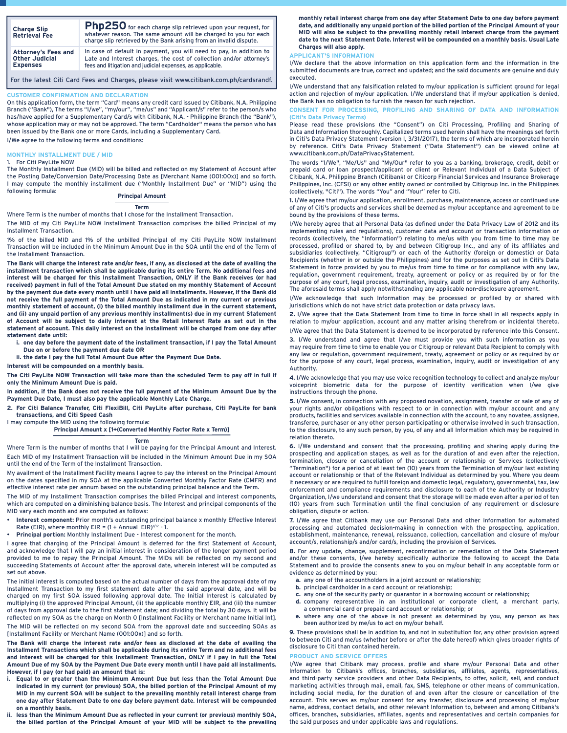| | |
|---|---|
| **Charge Slip Retrieval Fee** | **Php250** for each charge slip retrieved upon your request, for whatever reason. The same amount will be charged to you for each charge slip retrieved by the Bank arising from an invalid dispute. |
| **Attorney's Fees and Other Judicial Expenses** | In case of default in payment, you will need to pay, in addition to Late and Interest charges, the cost of collection and/or attorney's fees and litigation and judicial expenses, as applicable. |
| For the latest Citi Card Fees and Charges, please visit www.citibank.com.ph/cardsrandf. | |

## CUSTOMER CONFIRMATION AND DECLARATION

On this application form, the term "Card" means any credit card issued by Citibank, N.A. Philippine Branch ("Bank"), The terms "I/we", "my/our", "me/us" and "Applicant/s" refer to the person/s who has/have applied for a Supplementary Card/s with Citibank, N.A. - Philippine Branch (the "Bank"), whose application may or may not be approved. The term "Cardholder" means the person who has been issued by the Bank one or more Cards, including a Supplementary Card.

I/We agree to the following terms and conditions:

## MONTHLY INSTALLMENT DUE / MID

1. For Citi PayLite NOW

The Monthly Installment Due (MID) will be billed and reflected on my Statement of Account after the Posting Date/Conversion Date/Processing Date as [Merchant Name (001:00x)] and so forth. I may compute the monthly installment due ("Monthly Installment Due" or "MID") using the following formula:

$$\frac{\textbf{Principal Amount}}{\textbf{Term}}$$

Where Term is the number of months that I chose for the Installment Transaction.

The MID of my Citi PayLite NOW Installment Transaction comprises the billed Principal of my Installment Transaction.

1% of the billed MID and 1% of the unbilled Principal of my Citi PayLite NOW Installment Transaction will be included in the Minimum Amount Due in the SOA until the end of the Term of the Installment Transaction.

**The Bank will charge the interest rate and/or fees, if any, as disclosed at the date of availing the installment transaction which shall be applicable during its entire Term. No additional fees and interest will be charged for this Installment Transaction, ONLY if the Bank receives (or had received) payment in full of the Total Amount Due stated on my monthly Statement of Account by the payment due date every month until I have paid all installments. However, if the Bank did not receive the full payment of the Total Amount Due as indicated in my current or previous monthly statement of account, (i) the billed monthly installment due in the current statement, and (ii) any unpaid portion of any previous monthly installment(s) due in my current Statement of Account will be subject to daily interest at the Retail Interest Rate as set out in the statement of account. This daily interest on the installment will be charged from one day after statement date until:**

i. **one day before the payment date of the installment transaction, if I pay the Total Amount Due on or before the payment due date OR**
ii. **the date I pay the full Total Amount Due after the Payment Due Date.**

**Interest will be compounded on a monthly basis.**

**The Citi PayLite NOW Transaction will take more than the scheduled Term to pay off in full if only the Minimum Amount Due is paid.**

**In addition, if the Bank does not receive the full payment of the Minimum Amount Due by the Payment Due Date, I must also pay the applicable Monthly Late Charge.**

2. **For Citi Balance Transfer, Citi FlexiBill, Citi PayLite after purchase, Citi PayLite for bank transactions, and Citi Speed Cash**

I may compute the MID using the following formula:

$$\frac{\textbf{Principal Amount x [1+(Converted Monthly Factor Rate x Term)]}}{\textbf{Term}}$$

Where Term is the number of months that I will be paying for the Principal Amount and Interest.

Each MID of my Installment Transaction will be included in the Minimum Amount Due in my SOA until the end of the Term of the Installment Transaction.

My availment of the Installment Facility means I agree to pay the interest on the Principal Amount on the dates specified in my SOA at the applicable Converted Monthly Factor Rate (CMFR) and effective interest rate per annum based on the outstanding principal balance and the Term.

The MID of my Installment Transaction comprises the billed Principal and interest components, which are computed on a diminishing balance basis. The Interest and principal components of the MID vary each month and are computed as follows:

- **Interest component:** Prior month's outstanding principal balance x monthly Effective Interest Rate (EIR), where monthly EIR = $(1 + \text{Annual EIR})^{1/12} - 1$.
- **Principal portion:** Monthly Installment Due - Interest component for the month.

I agree that charging of the Principal Amount is deferred for the first Statement of Account, and acknowledge that I will pay an initial interest in consideration of the longer payment period provided to me to repay the Principal Amount. The MIDs will be reflected on my second and succeeding Statements of Account after the approval date, wherein interest will be computed as set out above.

The initial interest is computed based on the actual number of days from the approval date of my Installment Transaction to my first statement date after the said approval date, and will be charged on my first SOA issued following approval date. The Initial Interest is calculated by multiplying (i) the approved Principal Amount, (ii) the applicable monthly EIR, and (iii) the number of days from approval date to the first statement date; and dividing the total by 30 days. It will be reflected on my SOA as the charge on Month 0 [Installment Facility or Merchant name Initial Int].

The MID will be reflected on my second SOA from the approval date and succeeding SOAs as [Installment Facility or Merchant name (001:00x)] and so forth.

**The Bank will charge the interest rate and/or fees as disclosed at the date of availing the Installment Transactions which shall be applicable during its entire Term and no additional fees and interest will be charged for this Installment Transaction, ONLY if I pay in full the Total Amount Due of my SOA by the Payment Due Date every month until I have paid all installments. However, if I pay (or had paid) an amount that is:**

i. **Equal to or greater than the Minimum Amount Due but less than the Total Amount Due indicated in my current (or previous) SOA, the billed portion of the Principal Amount of my MID in my current SOA will be subject to the prevailing monthly retail interest charge from one day after Statement Date to one day before payment date. Interest will be compounded on a monthly basis.**
ii. **less than the Minimum Amount Due as reflected in your current (or previous) monthly SOA, the billed portion of the Principal Amount of your MID will be subject to the prevailing monthly retail interest charge from one day after Statement Date to one day before payment date, and additionally any unpaid portion of the billed portion of the Principal Amount of your MID will also be subject to the prevailing monthly retail interest charge from the payment date to the next Statement Date. Interest will be compounded on a monthly basis. Usual Late Charges will also apply.**

## APPLICANT'S INFORMATION

I/We declare that the above information on this application form and the information in the submitted documents are true, correct and updated; and the said documents are genuine and duly executed.

I/We understand that any falsification related to my/our application is sufficient ground for legal action and rejection of my/our application. I/We understand that if my/our application is denied, the Bank has no obligation to furnish the reason for such rejection.

## CONSENT FOR PROCESSING, PROFILING AND SHARING OF DATA AND INFORMATION (Citi's Data Privacy Terms)

Please read these provisions (the "Consent") on Citi Processing, Profiling and Sharing of Data and Information thoroughly. Capitalized terms used herein shall have the meanings set forth in Citi's Data Privacy Statement (version I, 3/31/2017), the terms of which are incorporated herein by reference. Citi's Data Privacy Statement ("Data Statement") can be viewed online at www.citibank.com.ph/DataPrivacyStatement.

The words "I/We", "Me/Us" and "My/Our" refer to you as a banking, brokerage, credit, debit or prepaid card or loan prospect/applicant or client or Relevant Individual of a Data Subject of Citibank, N.A. Philippine Branch (Citibank) or Citicorp Financial Services and Insurance Brokerage Phillppines, Inc. (CFSI) or any other entity owned or controlled by Citigroup Inc. in the Philippines (collectively, "Citi"). The words "You" and "Your" refer to Citi.

**1.** I/We agree that my/our application, enrollment, purchase, maintenance, access or continued use of any of Citi's products and services shall be deemed as my/our acceptance and agreement to be bound by the provisions of these terms.

I/We hereby agree that all Personal Data (as defined under the Data Privacy Law of 2012 and its implementing rules and regulations), customer data and account or transaction information or records (collectively, the "Information") relating to me/us with you from time to time may be processed, profiled or shared to, by and between Citigroup Inc., and any of its affiliates and subsidiaries (collectively, "Citigroup") or each of the Authority (foreign or domestic) or Data Recipients (whether in or outside the Philippines) and for the purposes as set out in Citi's Data Statement in force provided by you to me/us from time to time or for compliance with any law, regulation, government requirement, treaty, agreement or policy or as required by or for the purpose of any court, legal process, examination, inquiry, audit or investigation of any Authority. The aforesaid terms shall apply notwithstanding any applicable non-disclosure agreement.

I/We acknowledge that such Information may be processed or profiled by or shared with jurisdictions which do not have strict data protection or data privacy laws.

**2.** I/We agree that the Data Statement from time to time in force shall in all respects apply in relation to my/our application, account and any matter arising therefrom or incidental thereto.

I/We agree that the Data Statement is deemed to be incorporated by reference into this Consent.

**3.** I/We understand and agree that I/we must provide you with such information as you may require from time to time to enable you or Citigroup or relevant Data Recipient to comply with any law or regulation, government requirement, treaty, agreement or policy or as required by or for the purpose of any court, legal process, examination, inquiry, audit or investigation of any Authority.

**4.** I/We acknowledge that you may use voice recognition technology to collect and analyze my/our voiceprint biometric data for the purpose of identity verification when I/we give instructions through the phone.

**5.** I/We consent, in connection with any proposed novation, assignment, transfer or sale of any of your rights and/or obligations with respect to or in connection with my/our account and any products, facilities and services available in connection with the account, to any novatee, assignee, transferee, purchaser or any other person participating or otherwise involved in such transaction, to the disclosure, to any such person, by you, of any and all Information which may be required in relation thereto.

**6.** I/We understand and consent that the processing, profiling and sharing apply during the prospecting and application stages, as well as for the duration of and even after the rejection, termination, closure or cancellation of the account or relationship or Services (collectively "Termination") for a period of at least ten (10) years from the Termination of my/our last existing account or relationship or that of the Relevant Individual as determined by you. Where you deem it necessary or are required to fulfill foreign and domestic legal, regulatory, governmental, tax, law enforcement and compliance requirements and disclosure to each of the Authority or Industry Organization, I/we understand and consent that the storage will be made even after a period of ten (10) years from such Termination until the final conclusion of any requirement or disclosure obligation, dispute or action.

**7.** I/We agree that Citibank may use our Personal Data and other Information for automated processing and automated decision-making in connection with the prospecting, application, establishment, maintenance, renewal, reissuance, collection, cancellation and closure of my/our account/s, relationship/s and/or card/s, including the provision of Services.

**8.** For any update, change, supplement, reconfirmation or remediation of the Data Statement and/or these consents, I/we hereby specifically authorize the following to accept the Data Statement and to provide the consents anew to you on my/our behalf in any acceptable form or evidence as determined by you:

a. any one of the accountholders in a joint account or relationship;
b. principal cardholder in a card account or relationship;
c. any one of the security party or guarantor in a borrowing account or relationship;
d. company representative in an institutional or corporate client, a merchant party, a commercial card or prepaid card account or relationship; or
e. where any one of the above is not present as determined by you, any person as has been authorized by me/us to act on my/our behalf.

**9.** These provisions shall be in addition to, and not in substitution for, any other provision agreed to between Citi and me/us (whether before or after the date hereof) which gives broader rights of disclosure to Citi than contained herein.

## PRODUCT AND SERVICE OFFERS

I/We agree that Citibank may process, profile and share my/our Personal Data and other Information to Citibank's offices, branches, subsidiaries, affiliates, agents, representatives, and third-party service providers and other Data Recipients, to offer, solicit, sell, and conduct marketing activities through mail, email, fax, SMS, telephone or other means of communication, including social media, for the duration of and even after the closure or cancellation of the account. This serves as my/our consent for any transfer, disclosure and processing of my/our name, address, contact details, and other relevant Information to, between and among Citibank's offices, branches, subsidiaries, affiliates, agents and representatives and certain companies for the said purposes and under applicable laws and regulations.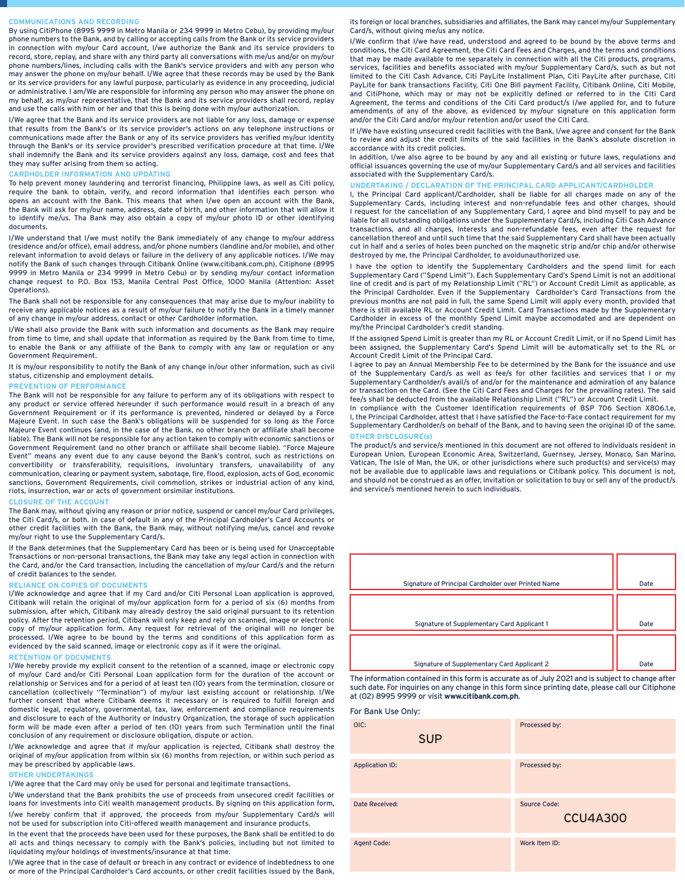## COMMUNICATIONS AND RECORDING

By using CitiPhone (8995 9999 in Metro Manila or 234 9999 in Metro Cebu), by providing my/our phone numbers to the Bank, and by calling or accepting calls from the Bank or its service providers in connection with my/our Card account, I/We authorize the Bank and its service providers to record, store, replay, and share with any third party all conversations with me/us and/or on my/our phone numbers/lines, including calls with the Bank's service providers and with any person who may answer the phone on my/our behalf. I/We agree that these records may be used by the Bank or its service providers for any lawful purpose, particularly as evidence in any proceeding, judicial or administrative. I am/We are responsible for informing any person who may answer the phone on my behalf, as my/our representative, that the Bank and its service providers shall record, replay and use the calls with him or her and that this is being done with my/our authorization.

I/We agree that the Bank and its service providers are not liable for any loss, damage or expense that results from the Bank's or its service provider's actions on any telephone instructions or communications made after the Bank or any of its service providers has verified my/our identity through the Bank's or its service provider's prescribed verification procedure at that time. I/We shall indemnify the Bank and its service providers against any loss, damage, cost and fees that they may suffer arising from them so acting.

## CARDHOLDER INFORMATION AND UPDATING

To help prevent money laundering and terrorist financing, Philippine laws, as well as Citi policy, require the bank to obtain, verify, and record information that identifies each person who opens an account with the Bank. This means that when I/we open an account with the Bank, the Bank will ask for my/our name, address, date of birth, and other information that will allow it to identify me/us. Tha Bank may also obtain a copy of my/our photo ID or other identifying documents.

I/We understand that I/we must notify the Bank immediately of any change to my/our address (residence and/or office), email address, and/or phone numbers (landline and/or mobile), and other relevant information to avoid delays or failure in the delivery of any applicable notices. I/We may notify the Bank of such changes through Citibank Online (www.citibank.com.ph), Citiphone (8995 9999 in Metro Manila or 234 9999 in Metro Cebu) or by sending my/our contact information change request to P.O. Box 153, Manila Central Post Office, 1000 Manila (Attention: Asset Operations).

The Bank shall not be responsible for any consequences that may arise due to my/our inability to receive any applicable notices as a result of my/our failure to notify the Bank in a timely manner of any change in my/our address, contact or other Cardholder information.

I/We shall also provide the Bank with such information and documents as the Bank may require from time to time, and shall update that information as required by the Bank from time to time, to enable the Bank or any affiliate of the Bank to comply with any law or regulation or any Government Requirement.

It is my/our responsibility to notify the Bank of any change in/our other information, such as civil status, citizenship and employment details.

## PREVENTION OF PERFORMANCE

The Bank will not be responsible for any failure to perform any of its obligations with respect to any product or service offered hereunder if such performance would result in a breach of any Government Requirement or if its performance is prevented, hindered or delayed by a Force Majeure Event. In such case the Bank's obligations will be suspended for so long as the Force Majeure Event continues (and, in the case of the Bank, no other branch or affiliate shall become liable). The Bank will not be responsible for any action taken to comply with economic sanctions or Government Requirement (and no other branch or affiliate shall become liable). "Force Majeure Event" means any event due to any cause beyond the Bank's control, such as restrictions on convertibility or transferability, requisitions, involuntary transfers, unavailability of any communication, clearing or payment system, sabotage, fire, flood, explosion, acts of God, economic sanctions, Government Requirements, civil commotion, strikes or industrial action of any kind, riots, insurrection, war or acts of government orsimilar institutions.

## CLOSURE OF THE ACCOUNT

The Bank may, without giving any reason or prior notice, suspend or cancel my/our Card privileges, the Citi Card/s, or both. In case of default in any of the Principal Cardholder's Card Accounts or other credit facilities with the Bank, the Bank may, without notifying me/us, cancel and revoke my/our right to use the Supplementary Card/s.

If the Bank determines that the Supplementary Card has been or is being used for Unacceptable Transactions or non-personal transactions, the Bank may take any legal action in connection with the Card, and/or the Card transaction, including the cancellation of my/our Card/s and the return of credit balances to the sender.

## RELIANCE ON COPIES OF DOCUMENTS

I/We acknowledge and agree that if my Card and/or Citi Personal Loan application is approved, Citibank will retain the original of my/our application form for a period of six (6) months from submission, after which, Citibank may already destroy the said original pursuant to its retention policy. After the retention period, Citibank will only keep and rely on scanned, image or electronic copy of my/our application form. Any request for retrieval of the original will no longer be processed. I/We agree to be bound by the terms and conditions of this application form as evidenced by the said scanned, image or electronic copy as if it were the original.

## RETENTION OF DOCUMENTS

I/We hereby provide my explicit consent to the retention of a scanned, image or electronic copy of my/our Card and/or Citi Personal Loan application form for the duration of the account or relationship or Services and for a period of at least ten (10) years from the termination, closure or cancellation (collectively "Termination") of my/our last existing account or relationship. I/We further consent that where Citibank deems it necessary or is required to fulfill foreign and domestic legal, regulatory, governmental, tax, law, enforcement and compliance requirements and disclosure to each of the Authority or Industry Organization, the storage of such application form will be made even after a period of ten (10) years from such Termination until the final conclusion of any requirement or disclosure obligation, dispute or action.

I/We acknowledge and agree that if my/our application is rejected, Citibank shall destroy the original of my/our application from within six (6) months from rejection, or within such period as may be prescribed by applicable laws.

## OTHER UNDERTAKINGS

I/We agree that the Card may only be used for personal and legitimate transactions.

I/We understand that the Bank prohibits the use of proceeds from unsecured credit facilities or loans for investments into Citi wealth management products. By signing on this application form, I/We hereby confirm that if approved, the proceeds from my/our Supplementary Card/s will not be used for subscription into Citi-offered wealth management and insurance products.

In the event that the proceeds have been used for these purposes, the Bank shall be entitled to do all acts and things necessary to comply with the Bank's policies, including but not limited to liquidating my/our holdings of investments/insurance at that time.

I/We agree that in the case of default or breach in any contract or other evidence of indebtedness to one or more of the Principal Cardholder's Card accounts, or other credit facilities issued by the Bank, its foreign or local branches, subsidiaries and affiliates, the Bank may cancel my/our Supplementary Card/s, without giving me/us any notice.

I/We confirm that I/we have read, understood and agreed to be bound by the above terms and conditions, the Citi Card Agreement, the Citi Card Fees and Charges, and the terms and conditions that may be made available to me separately in connection with all the Citi products, programs, services, facilities and benefits associated with my/our Supplementary Card/s, such as but not limited to the Citi Cash Advance, Citi PayLite Installment Plan, Citi PayLite after purchase, Citi PayLite for bank transactions Facility, Citi One Bill payment Facility, Citibank Online, Citi Mobile, and CitiPhone, which may or may not be explicitly defined or referred to in the CIti Card Agreement, the terms and conditions of the Citi Card product/s I/we applied for, and to future amendments of any of the above, as evidenced by my/our signature on this application form and/or the Citi Card and/or my/our retention and/or useof the Citi Card.

If I/We have existing unsecured credit facilities with the Bank, I/we agree and consent for the Bank to review and adjust the credit limits of the said facilities in the Bank's absolute discretion in accordance with its credit policies.

In addition, I/we also agree to be bound by any and all existing or future laws, regulations and official issuances governing the use of my/our Supplementary Card/s and all services and facilities associated with the Supplementary Card/s.

## UNDERTAKING / DECLARATION OF THE PRINCIPAL CARD APPLICANT/CARDHOLDER

I, the Principal Card applicant/Cardholder, shall be liable for all charges made on any of the Supplementary Cards, including interest and non-refundable fees and other charges, should I request for the cancellation of any Supplementary Card, I agree and bind myself to pay and be liable for all outstanding obligations under the Supplementary Card/s, including Citi Cash Advance transactions, and all charges, Interests and non-refundable fees, even after the request for cancellation thereof and until such time that the said Supplementary Card shall have been actually cut in half and a series of holes been punched on the magnetic strip and/or chip and/or otherwise destroyed by me, the Principal Cardholder, to avoidunauthorized use.

I have the option to identify the Supplementary Cardholders and the spend limit for each Supplementary Card ("Spend Limit"). Each Supplementary Card's Spend Limit is not an additional line of credit and is part of my Relationship Limit ("RL") or Account Credit Limit as applicable, as the Principal Cardholder. Even if the Supplementary Cardholder's Card Transactions from the previous months are not paid in full, the same Spend Limit will apply every month, provided that there is still available RL or Account Credit Limit. Card Transactions made by the Supplementary Cardholder in excess of the monthly Spend Limit maybe accomodated and are dependent on my/the Principal Cardholder's credit standing.

If the assigned Spend Limit is greater than my RL or Account Credit Limit, or if no Spend Limit has been assigned, the Supplementary Card's Spend Limit will be automatically set to the RL or Account Credit Limit of the Principal Card.

I agree to pay an Annual Membership Fee to be determined by the Bank for the issuance and use of the Supplementary Card/s as well as fee/s for other facilities and services that I or my Supplementary Cardholder/s avail/s of and/or for the maintenance and admiration of any balance or transaction on the Card. (See the Citi Card Fees and Charges for the prevailing rates). The said fee/s shall be deducted from the available Relationship Limit ("RL") or Account Credit Limit.

In compliance with the Customer Identification requirements of BSP 706 Section X806.1.e, I, the Principal Cardholder, attest that I have satisfied the Face-to-Face contract requirement for my Supplementary Cardholder/s on behalf of the Bank, and to having seen the original ID of the same.

## OTHER DISCLOSURE(s)

The product/s and service/s mentioned in this document are not offered to individuals resident in European Union, European Economic Area, Switzerland, Guernsey, Jersey, Monaco, San Marino, Vatican, The Isle of Man, the UK, or other jurisdictions where such product(s) and service(s) may not be available due to applicable laws and regulations or Citibank policy. This document is not, and should not be construed as an offer, invitation or solicitation to buy or sell any of the product/s and service/s mentioned herein to such individuals.

| | |
|---|---|
| Signature of Principal Cardholder over Printed Name | Date |
| Signature of Supplementary Card Applicant 1 | Date |
| Signature of Supplementary Card Applicant 2 | Date |

The information contained in this form is accurate as of July 2021 and is subject to change after such date. For inquiries on any change in this form since printing date, please call our Citiphone at (02) 8995 9999 or visit **www.citibank.com.ph**.

For Bank Use Only:

| | |
|---|---|
| OIC: SUP | Processed by: |
| Application ID: | Processed by: |
| Date Received: | Source Code: CCU4A300 |
| Agent Code: | Work Item ID: |